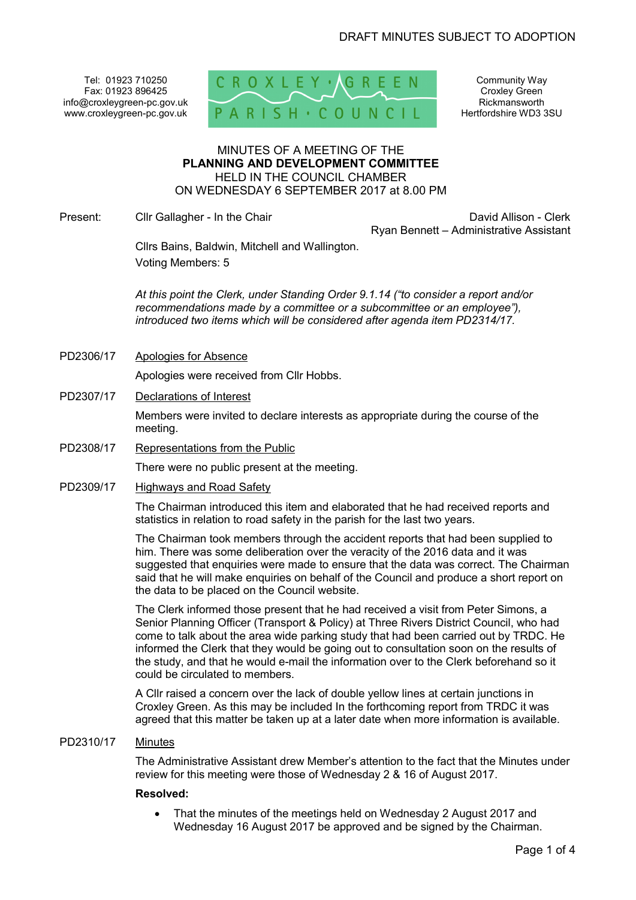DRAFT MINUTES SUBJECT TO ADOPTION

Tel: 01923 710250
Fax: 01923 896425
info@croxleygreen-pc.gov.uk
www.croxleygreen-pc.gov.uk

CROXLEY GREEN PARISH COUNCIL

Community Way
Croxley Green
Rickmansworth
Hertfordshire WD3 3SU

MINUTES OF A MEETING OF THE
**PLANNING AND DEVELOPMENT COMMITTEE**
HELD IN THE COUNCIL CHAMBER
ON WEDNESDAY 6 SEPTEMBER 2017 at 8.00 PM

Present: Cllr Gallagher - In the Chair

David Allison - Clerk
Ryan Bennett – Administrative Assistant

Cllrs Bains, Baldwin, Mitchell and Wallington.
Voting Members: 5

*At this point the Clerk, under Standing Order 9.1.14 ("to consider a report and/or recommendations made by a committee or a subcommittee or an employee"), introduced two items which will be considered after agenda item PD2314/17.*

PD2306/17 Apologies for Absence

Apologies were received from Cllr Hobbs.

PD2307/17 Declarations of Interest

Members were invited to declare interests as appropriate during the course of the meeting.

PD2308/17 Representations from the Public

There were no public present at the meeting.

PD2309/17 Highways and Road Safety

The Chairman introduced this item and elaborated that he had received reports and statistics in relation to road safety in the parish for the last two years.

The Chairman took members through the accident reports that had been supplied to him. There was some deliberation over the veracity of the 2016 data and it was suggested that enquiries were made to ensure that the data was correct. The Chairman said that he will make enquiries on behalf of the Council and produce a short report on the data to be placed on the Council website.

The Clerk informed those present that he had received a visit from Peter Simons, a Senior Planning Officer (Transport & Policy) at Three Rivers District Council, who had come to talk about the area wide parking study that had been carried out by TRDC. He informed the Clerk that they would be going out to consultation soon on the results of the study, and that he would e-mail the information over to the Clerk beforehand so it could be circulated to members.

A Cllr raised a concern over the lack of double yellow lines at certain junctions in Croxley Green. As this may be included In the forthcoming report from TRDC it was agreed that this matter be taken up at a later date when more information is available.

PD2310/17 Minutes

The Administrative Assistant drew Member's attention to the fact that the Minutes under review for this meeting were those of Wednesday 2 & 16 of August 2017.

**Resolved:**

- That the minutes of the meetings held on Wednesday 2 August 2017 and Wednesday 16 August 2017 be approved and be signed by the Chairman.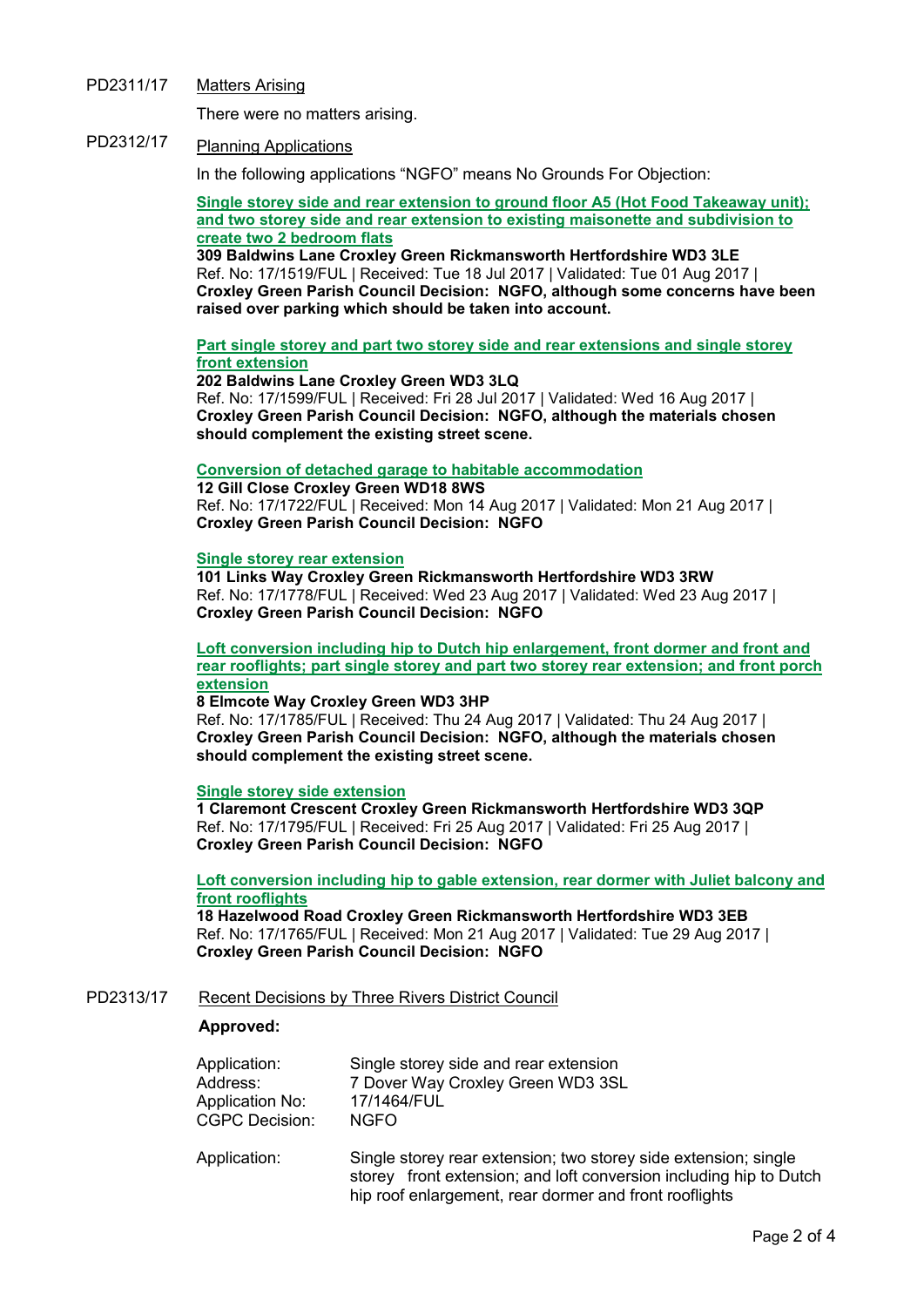PD2311/17 Matters Arising

There were no matters arising.

PD2312/17 Planning Applications

In the following applications "NGFO" means No Grounds For Objection:

**Single storey side and rear extension to ground floor A5 (Hot Food Takeaway unit); and two storey side and rear extension to existing maisonette and subdivision to create two 2 bedroom flats**
**309 Baldwins Lane Croxley Green Rickmansworth Hertfordshire WD3 3LE**
Ref. No: 17/1519/FUL | Received: Tue 18 Jul 2017 | Validated: Tue 01 Aug 2017 |
**Croxley Green Parish Council Decision: NGFO, although some concerns have been raised over parking which should be taken into account.**

**Part single storey and part two storey side and rear extensions and single storey front extension**
**202 Baldwins Lane Croxley Green WD3 3LQ**
Ref. No: 17/1599/FUL | Received: Fri 28 Jul 2017 | Validated: Wed 16 Aug 2017 |
**Croxley Green Parish Council Decision: NGFO, although the materials chosen should complement the existing street scene.**

**Conversion of detached garage to habitable accommodation**
**12 Gill Close Croxley Green WD18 8WS**
Ref. No: 17/1722/FUL | Received: Mon 14 Aug 2017 | Validated: Mon 21 Aug 2017 |
**Croxley Green Parish Council Decision: NGFO**

**Single storey rear extension**
**101 Links Way Croxley Green Rickmansworth Hertfordshire WD3 3RW**
Ref. No: 17/1778/FUL | Received: Wed 23 Aug 2017 | Validated: Wed 23 Aug 2017 |
**Croxley Green Parish Council Decision: NGFO**

**Loft conversion including hip to Dutch hip enlargement, front dormer and front and rear rooflights; part single storey and part two storey rear extension; and front porch extension**
**8 Elmcote Way Croxley Green WD3 3HP**
Ref. No: 17/1785/FUL | Received: Thu 24 Aug 2017 | Validated: Thu 24 Aug 2017 |
**Croxley Green Parish Council Decision: NGFO, although the materials chosen should complement the existing street scene.**

**Single storey side extension**
**1 Claremont Crescent Croxley Green Rickmansworth Hertfordshire WD3 3QP**
Ref. No: 17/1795/FUL | Received: Fri 25 Aug 2017 | Validated: Fri 25 Aug 2017 |
**Croxley Green Parish Council Decision: NGFO**

**Loft conversion including hip to gable extension, rear dormer with Juliet balcony and front rooflights**
**18 Hazelwood Road Croxley Green Rickmansworth Hertfordshire WD3 3EB**
Ref. No: 17/1765/FUL | Received: Mon 21 Aug 2017 | Validated: Tue 29 Aug 2017 |
**Croxley Green Parish Council Decision: NGFO**

PD2313/17 Recent Decisions by Three Rivers District Council

**Approved:**

| | |
|---|---|
| Application: | Single storey side and rear extension |
| Address: | 7 Dover Way Croxley Green WD3 3SL |
| Application No: | 17/1464/FUL |
| CGPC Decision: | NGFO |

| | |
|---|---|
| Application: | Single storey rear extension; two storey side extension; single storey front extension; and loft conversion including hip to Dutch hip roof enlargement, rear dormer and front rooflights |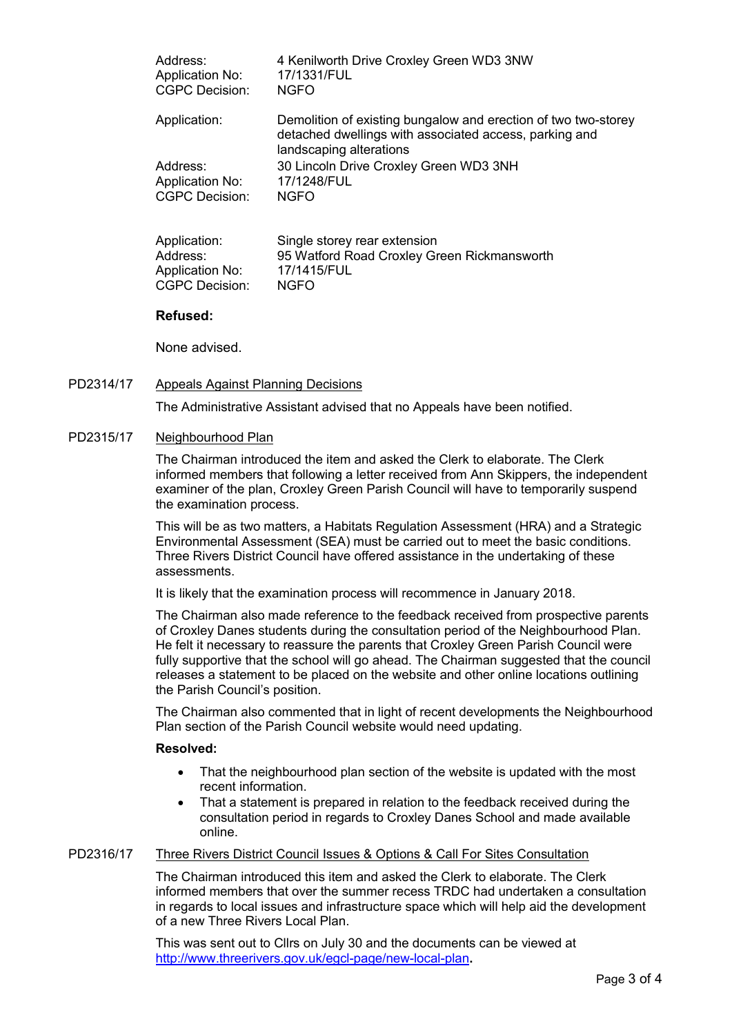Address: 4 Kenilworth Drive Croxley Green WD3 3NW
Application No: 17/1331/FUL
CGPC Decision: NGFO

Application: Demolition of existing bungalow and erection of two two-storey detached dwellings with associated access, parking and landscaping alterations
Address: 30 Lincoln Drive Croxley Green WD3 3NH
Application No: 17/1248/FUL
CGPC Decision: NGFO

Application: Single storey rear extension
Address: 95 Watford Road Croxley Green Rickmansworth
Application No: 17/1415/FUL
CGPC Decision: NGFO

**Refused:**

None advised.

PD2314/17 Appeals Against Planning Decisions

The Administrative Assistant advised that no Appeals have been notified.

PD2315/17 Neighbourhood Plan

The Chairman introduced the item and asked the Clerk to elaborate. The Clerk informed members that following a letter received from Ann Skippers, the independent examiner of the plan, Croxley Green Parish Council will have to temporarily suspend the examination process.

This will be as two matters, a Habitats Regulation Assessment (HRA) and a Strategic Environmental Assessment (SEA) must be carried out to meet the basic conditions. Three Rivers District Council have offered assistance in the undertaking of these assessments.

It is likely that the examination process will recommence in January 2018.

The Chairman also made reference to the feedback received from prospective parents of Croxley Danes students during the consultation period of the Neighbourhood Plan. He felt it necessary to reassure the parents that Croxley Green Parish Council were fully supportive that the school will go ahead. The Chairman suggested that the council releases a statement to be placed on the website and other online locations outlining the Parish Council's position.

The Chairman also commented that in light of recent developments the Neighbourhood Plan section of the Parish Council website would need updating.

**Resolved:**

- That the neighbourhood plan section of the website is updated with the most recent information.
- That a statement is prepared in relation to the feedback received during the consultation period in regards to Croxley Danes School and made available online.

PD2316/17 Three Rivers District Council Issues & Options & Call For Sites Consultation

The Chairman introduced this item and asked the Clerk to elaborate. The Clerk informed members that over the summer recess TRDC had undertaken a consultation in regards to local issues and infrastructure space which will help aid the development of a new Three Rivers Local Plan.

This was sent out to Cllrs on July 30 and the documents can be viewed at http://www.threerivers.gov.uk/egcl-page/new-local-plan.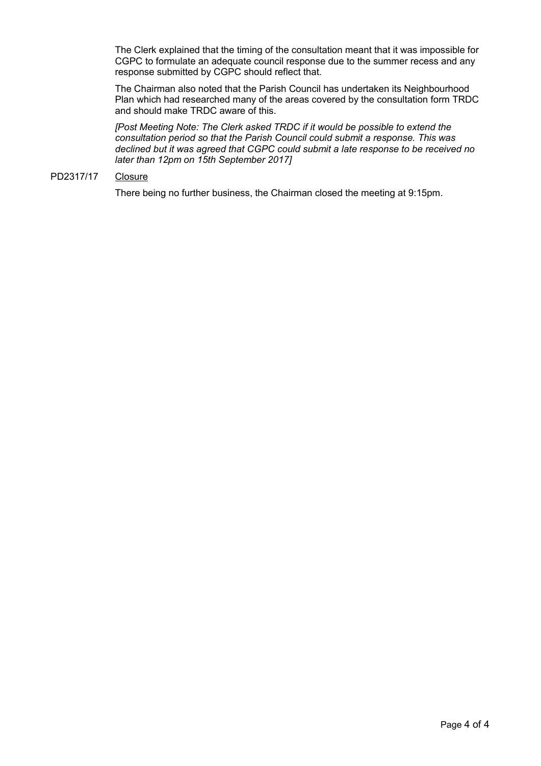The Clerk explained that the timing of the consultation meant that it was impossible for CGPC to formulate an adequate council response due to the summer recess and any response submitted by CGPC should reflect that.

The Chairman also noted that the Parish Council has undertaken its Neighbourhood Plan which had researched many of the areas covered by the consultation form TRDC and should make TRDC aware of this.

*[Post Meeting Note: The Clerk asked TRDC if it would be possible to extend the consultation period so that the Parish Council could submit a response. This was declined but it was agreed that CGPC could submit a late response to be received no later than 12pm on 15th September 2017]*

PD2317/17 Closure

There being no further business, the Chairman closed the meeting at 9:15pm.